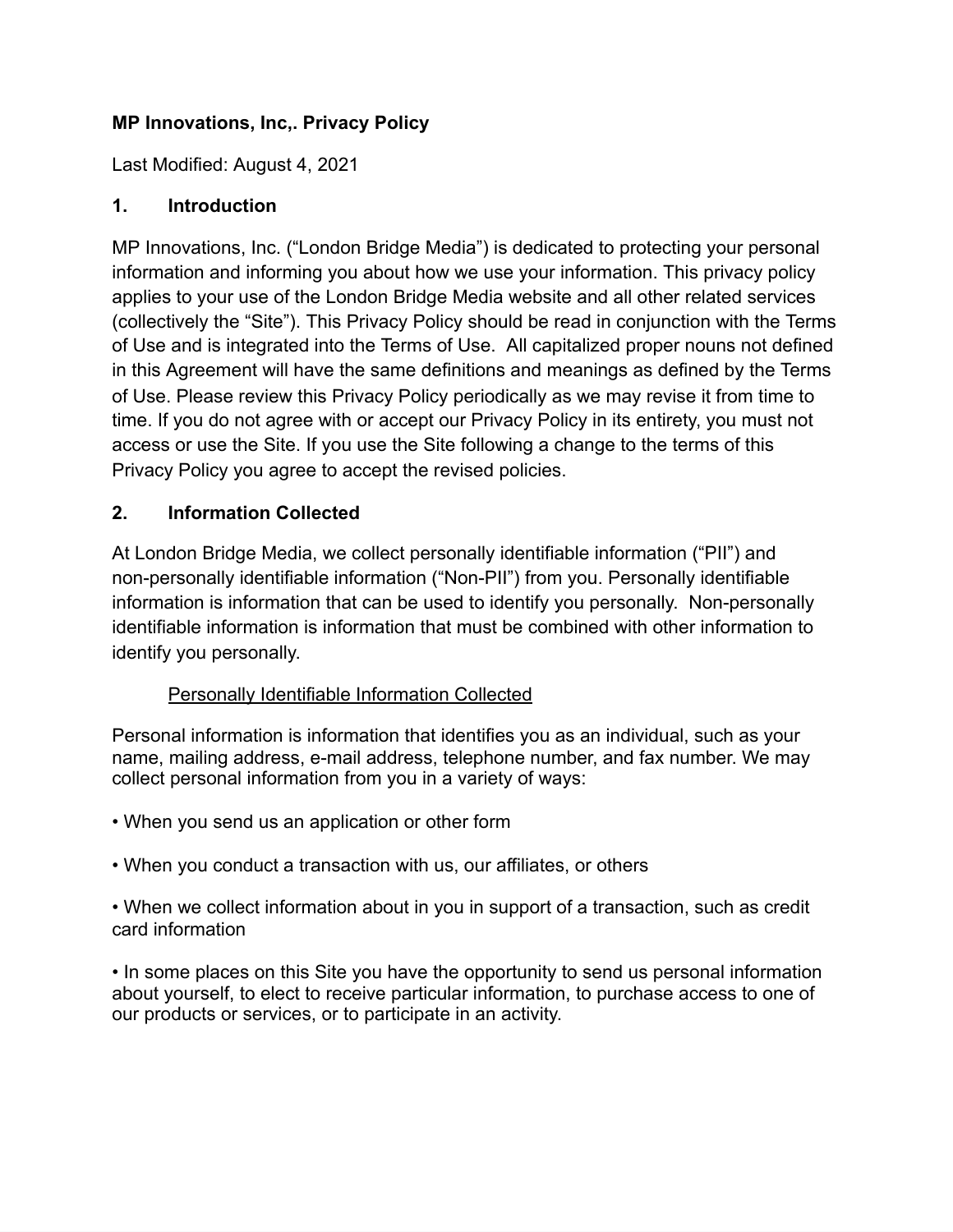**MP Innovations, Inc,. Privacy Policy**

Last Modified: August 4, 2021

## 1. Introduction

MP Innovations, Inc. ("London Bridge Media") is dedicated to protecting your personal information and informing you about how we use your information. This privacy policy applies to your use of the London Bridge Media website and all other related services (collectively the "Site"). This Privacy Policy should be read in conjunction with the Terms of Use and is integrated into the Terms of Use. All capitalized proper nouns not defined in this Agreement will have the same definitions and meanings as defined by the Terms of Use. Please review this Privacy Policy periodically as we may revise it from time to time. If you do not agree with or accept our Privacy Policy in its entirety, you must not access or use the Site. If you use the Site following a change to the terms of this Privacy Policy you agree to accept the revised policies.

## 2. Information Collected

At London Bridge Media, we collect personally identifiable information ("PII") and non-personally identifiable information ("Non-PII") from you. Personally identifiable information is information that can be used to identify you personally. Non-personally identifiable information is information that must be combined with other information to identify you personally.

<u>Personally Identifiable Information Collected</u>

Personal information is information that identifies you as an individual, such as your name, mailing address, e-mail address, telephone number, and fax number. We may collect personal information from you in a variety of ways:

• When you send us an application or other form

• When you conduct a transaction with us, our affiliates, or others

• When we collect information about in you in support of a transaction, such as credit card information

• In some places on this Site you have the opportunity to send us personal information about yourself, to elect to receive particular information, to purchase access to one of our products or services, or to participate in an activity.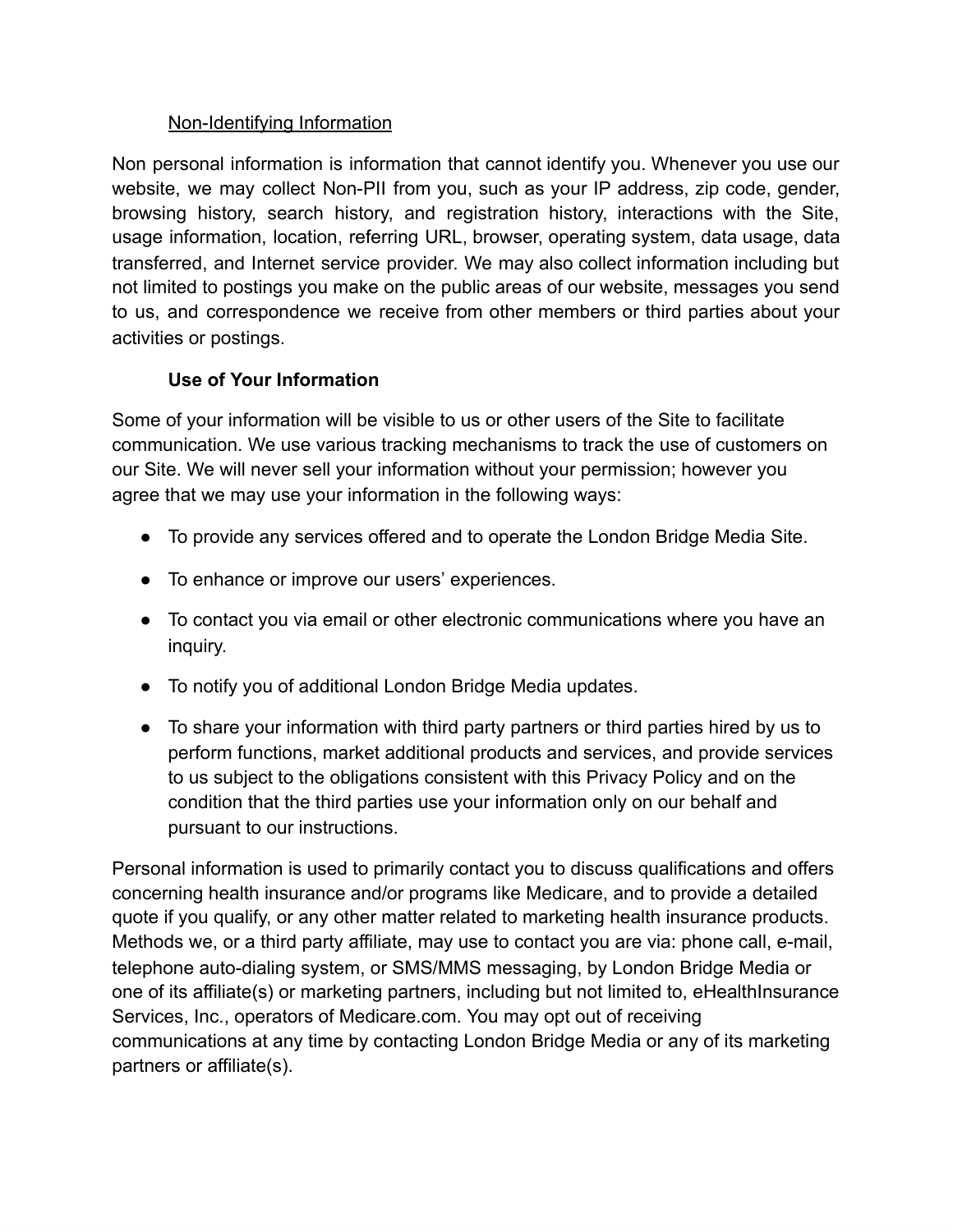### Non-Identifying Information

Non personal information is information that cannot identify you. Whenever you use our website, we may collect Non-PII from you, such as your IP address, zip code, gender, browsing history, search history, and registration history, interactions with the Site, usage information, location, referring URL, browser, operating system, data usage, data transferred, and Internet service provider. We may also collect information including but not limited to postings you make on the public areas of our website, messages you send to us, and correspondence we receive from other members or third parties about your activities or postings.

### Use of Your Information

Some of your information will be visible to us or other users of the Site to facilitate communication. We use various tracking mechanisms to track the use of customers on our Site. We will never sell your information without your permission; however you agree that we may use your information in the following ways:

- To provide any services offered and to operate the London Bridge Media Site.
- To enhance or improve our users' experiences.
- To contact you via email or other electronic communications where you have an inquiry.
- To notify you of additional London Bridge Media updates.
- To share your information with third party partners or third parties hired by us to perform functions, market additional products and services, and provide services to us subject to the obligations consistent with this Privacy Policy and on the condition that the third parties use your information only on our behalf and pursuant to our instructions.

Personal information is used to primarily contact you to discuss qualifications and offers concerning health insurance and/or programs like Medicare, and to provide a detailed quote if you qualify, or any other matter related to marketing health insurance products. Methods we, or a third party affiliate, may use to contact you are via: phone call, e-mail, telephone auto-dialing system, or SMS/MMS messaging, by London Bridge Media or one of its affiliate(s) or marketing partners, including but not limited to, eHealthInsurance Services, Inc., operators of Medicare.com. You may opt out of receiving communications at any time by contacting London Bridge Media or any of its marketing partners or affiliate(s).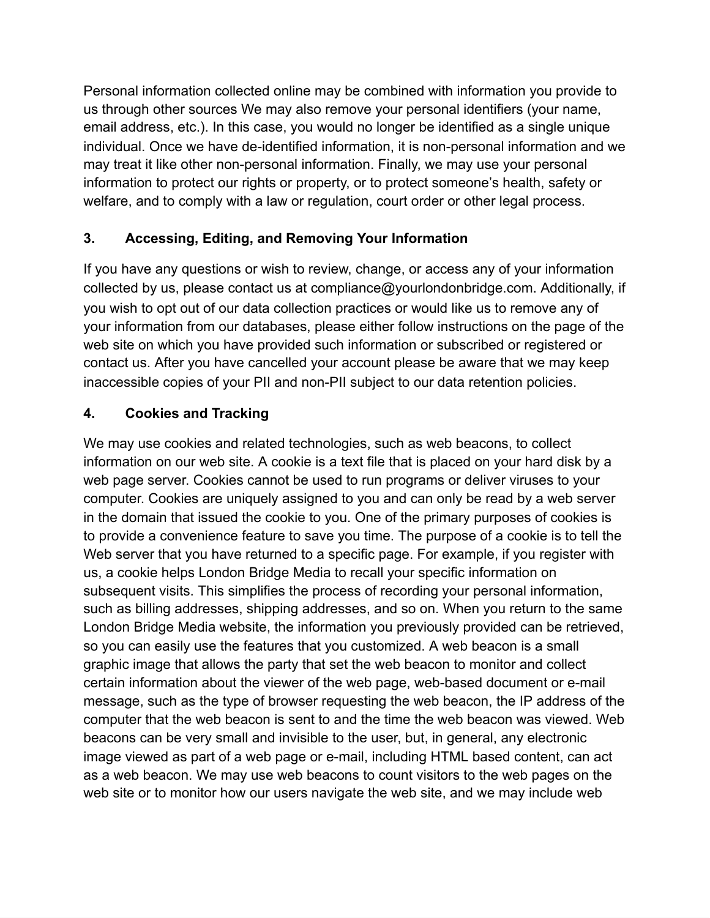Personal information collected online may be combined with information you provide to us through other sources We may also remove your personal identifiers (your name, email address, etc.). In this case, you would no longer be identified as a single unique individual. Once we have de-identified information, it is non-personal information and we may treat it like other non-personal information. Finally, we may use your personal information to protect our rights or property, or to protect someone's health, safety or welfare, and to comply with a law or regulation, court order or other legal process.

## 3. Accessing, Editing, and Removing Your Information

If you have any questions or wish to review, change, or access any of your information collected by us, please contact us at compliance@yourlondonbridge.com. Additionally, if you wish to opt out of our data collection practices or would like us to remove any of your information from our databases, please either follow instructions on the page of the web site on which you have provided such information or subscribed or registered or contact us. After you have cancelled your account please be aware that we may keep inaccessible copies of your PII and non-PII subject to our data retention policies.

## 4. Cookies and Tracking

We may use cookies and related technologies, such as web beacons, to collect information on our web site. A cookie is a text file that is placed on your hard disk by a web page server. Cookies cannot be used to run programs or deliver viruses to your computer. Cookies are uniquely assigned to you and can only be read by a web server in the domain that issued the cookie to you. One of the primary purposes of cookies is to provide a convenience feature to save you time. The purpose of a cookie is to tell the Web server that you have returned to a specific page. For example, if you register with us, a cookie helps London Bridge Media to recall your specific information on subsequent visits. This simplifies the process of recording your personal information, such as billing addresses, shipping addresses, and so on. When you return to the same London Bridge Media website, the information you previously provided can be retrieved, so you can easily use the features that you customized. A web beacon is a small graphic image that allows the party that set the web beacon to monitor and collect certain information about the viewer of the web page, web-based document or e-mail message, such as the type of browser requesting the web beacon, the IP address of the computer that the web beacon is sent to and the time the web beacon was viewed. Web beacons can be very small and invisible to the user, but, in general, any electronic image viewed as part of a web page or e-mail, including HTML based content, can act as a web beacon. We may use web beacons to count visitors to the web pages on the web site or to monitor how our users navigate the web site, and we may include web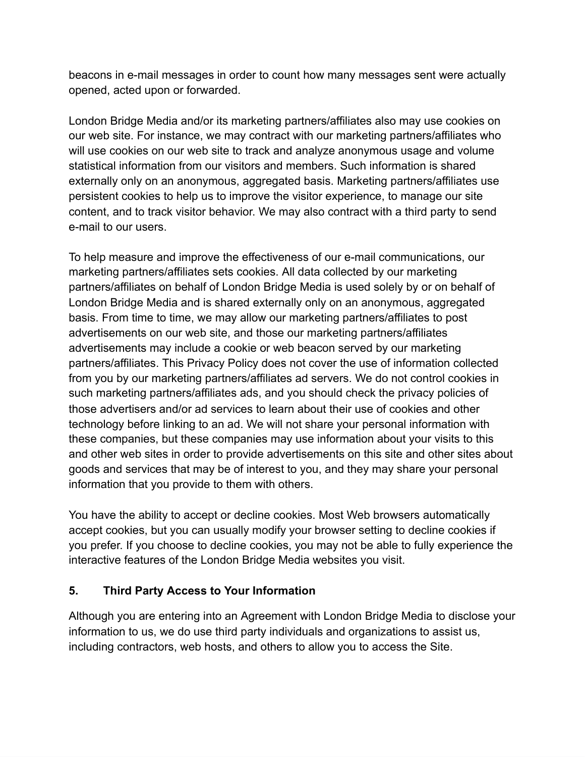beacons in e-mail messages in order to count how many messages sent were actually opened, acted upon or forwarded.

London Bridge Media and/or its marketing partners/affiliates also may use cookies on our web site. For instance, we may contract with our marketing partners/affiliates who will use cookies on our web site to track and analyze anonymous usage and volume statistical information from our visitors and members. Such information is shared externally only on an anonymous, aggregated basis. Marketing partners/affiliates use persistent cookies to help us to improve the visitor experience, to manage our site content, and to track visitor behavior. We may also contract with a third party to send e-mail to our users.

To help measure and improve the effectiveness of our e-mail communications, our marketing partners/affiliates sets cookies. All data collected by our marketing partners/affiliates on behalf of London Bridge Media is used solely by or on behalf of London Bridge Media and is shared externally only on an anonymous, aggregated basis. From time to time, we may allow our marketing partners/affiliates to post advertisements on our web site, and those our marketing partners/affiliates advertisements may include a cookie or web beacon served by our marketing partners/affiliates. This Privacy Policy does not cover the use of information collected from you by our marketing partners/affiliates ad servers. We do not control cookies in such marketing partners/affiliates ads, and you should check the privacy policies of those advertisers and/or ad services to learn about their use of cookies and other technology before linking to an ad. We will not share your personal information with these companies, but these companies may use information about your visits to this and other web sites in order to provide advertisements on this site and other sites about goods and services that may be of interest to you, and they may share your personal information that you provide to them with others.

You have the ability to accept or decline cookies. Most Web browsers automatically accept cookies, but you can usually modify your browser setting to decline cookies if you prefer. If you choose to decline cookies, you may not be able to fully experience the interactive features of the London Bridge Media websites you visit.

## 5. Third Party Access to Your Information

Although you are entering into an Agreement with London Bridge Media to disclose your information to us, we do use third party individuals and organizations to assist us, including contractors, web hosts, and others to allow you to access the Site.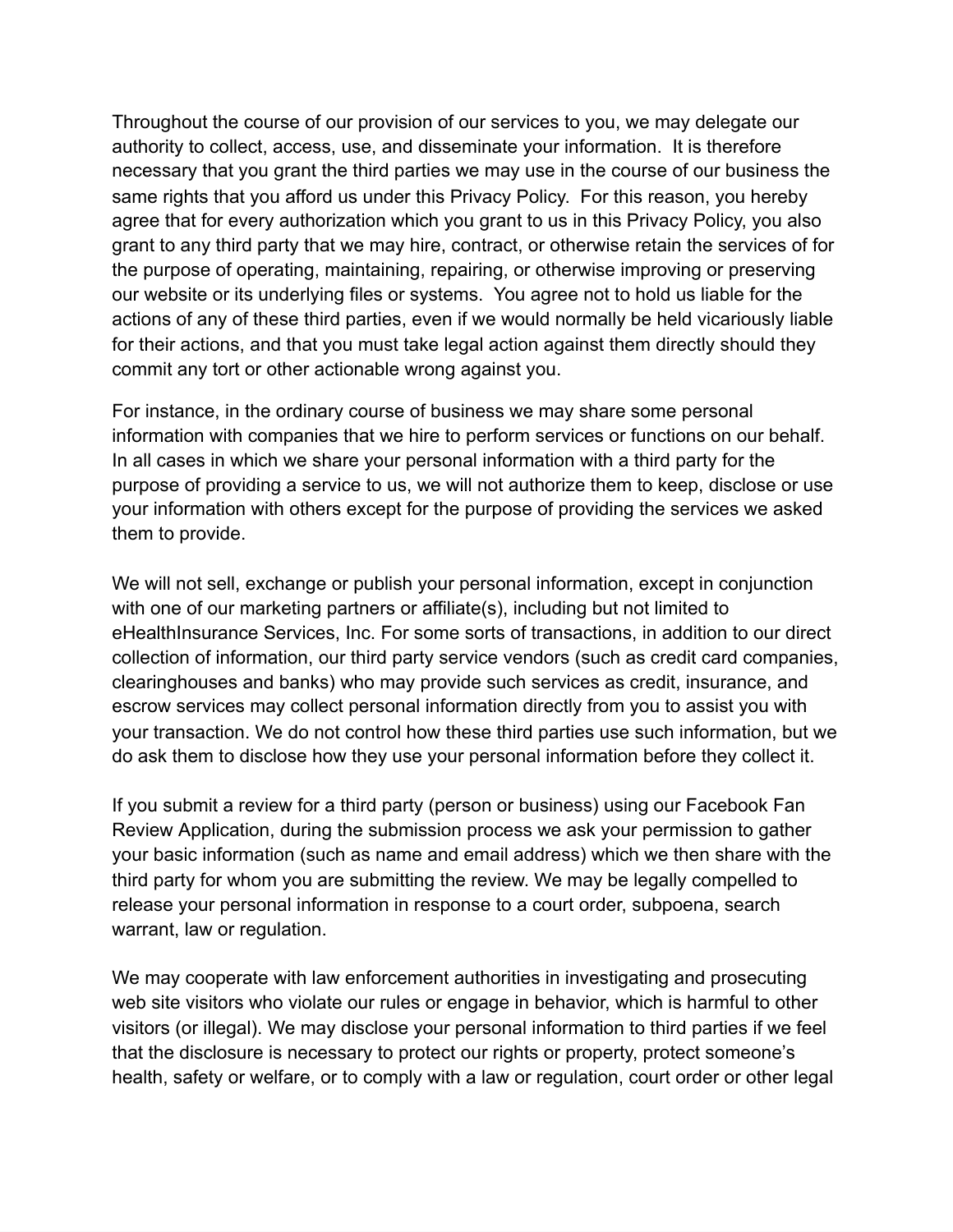Throughout the course of our provision of our services to you, we may delegate our authority to collect, access, use, and disseminate your information. It is therefore necessary that you grant the third parties we may use in the course of our business the same rights that you afford us under this Privacy Policy. For this reason, you hereby agree that for every authorization which you grant to us in this Privacy Policy, you also grant to any third party that we may hire, contract, or otherwise retain the services of for the purpose of operating, maintaining, repairing, or otherwise improving or preserving our website or its underlying files or systems. You agree not to hold us liable for the actions of any of these third parties, even if we would normally be held vicariously liable for their actions, and that you must take legal action against them directly should they commit any tort or other actionable wrong against you.

For instance, in the ordinary course of business we may share some personal information with companies that we hire to perform services or functions on our behalf. In all cases in which we share your personal information with a third party for the purpose of providing a service to us, we will not authorize them to keep, disclose or use your information with others except for the purpose of providing the services we asked them to provide.

We will not sell, exchange or publish your personal information, except in conjunction with one of our marketing partners or affiliate(s), including but not limited to eHealthInsurance Services, Inc. For some sorts of transactions, in addition to our direct collection of information, our third party service vendors (such as credit card companies, clearinghouses and banks) who may provide such services as credit, insurance, and escrow services may collect personal information directly from you to assist you with your transaction. We do not control how these third parties use such information, but we do ask them to disclose how they use your personal information before they collect it.

If you submit a review for a third party (person or business) using our Facebook Fan Review Application, during the submission process we ask your permission to gather your basic information (such as name and email address) which we then share with the third party for whom you are submitting the review. We may be legally compelled to release your personal information in response to a court order, subpoena, search warrant, law or regulation.

We may cooperate with law enforcement authorities in investigating and prosecuting web site visitors who violate our rules or engage in behavior, which is harmful to other visitors (or illegal). We may disclose your personal information to third parties if we feel that the disclosure is necessary to protect our rights or property, protect someone's health, safety or welfare, or to comply with a law or regulation, court order or other legal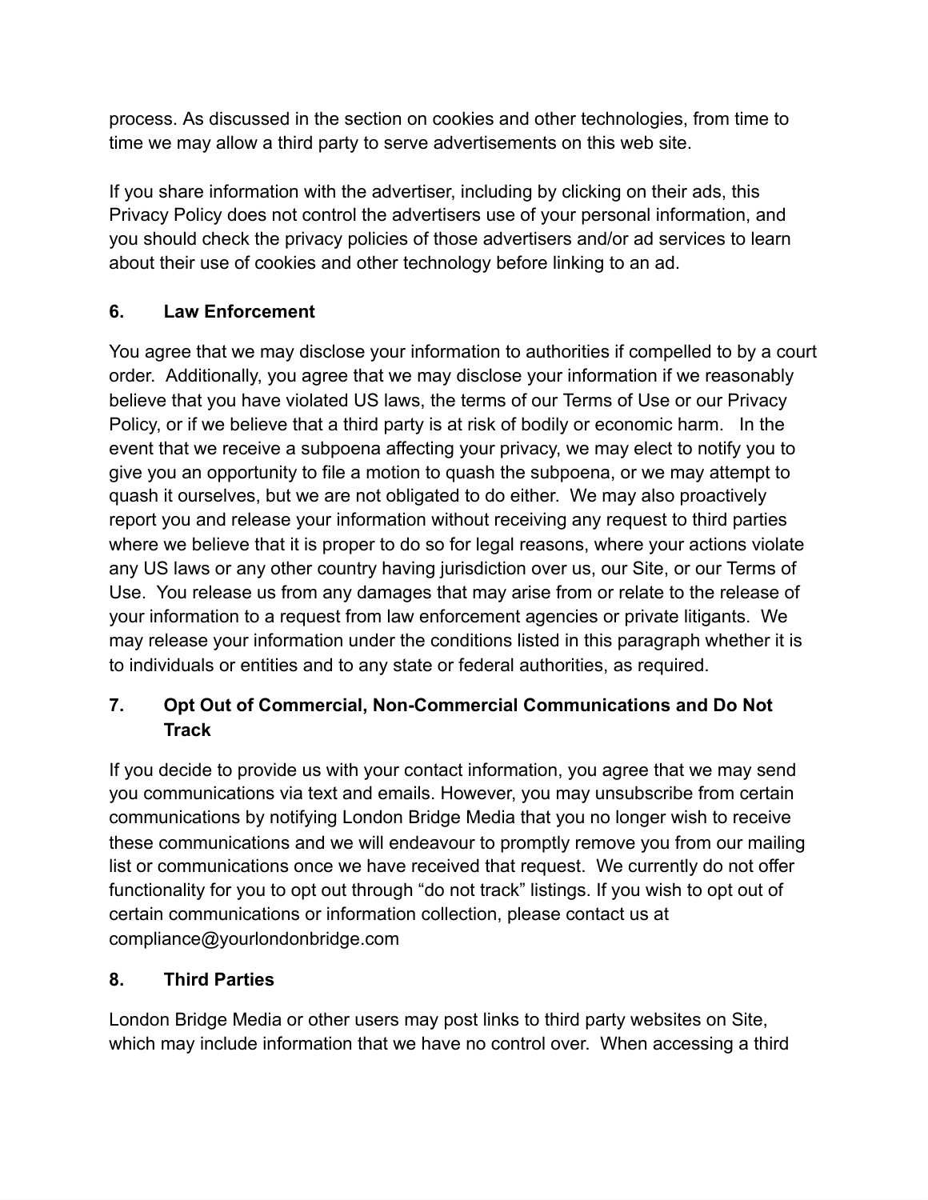process. As discussed in the section on cookies and other technologies, from time to time we may allow a third party to serve advertisements on this web site.

If you share information with the advertiser, including by clicking on their ads, this Privacy Policy does not control the advertisers use of your personal information, and you should check the privacy policies of those advertisers and/or ad services to learn about their use of cookies and other technology before linking to an ad.

## 6. Law Enforcement

You agree that we may disclose your information to authorities if compelled to by a court order. Additionally, you agree that we may disclose your information if we reasonably believe that you have violated US laws, the terms of our Terms of Use or our Privacy Policy, or if we believe that a third party is at risk of bodily or economic harm. In the event that we receive a subpoena affecting your privacy, we may elect to notify you to give you an opportunity to file a motion to quash the subpoena, or we may attempt to quash it ourselves, but we are not obligated to do either. We may also proactively report you and release your information without receiving any request to third parties where we believe that it is proper to do so for legal reasons, where your actions violate any US laws or any other country having jurisdiction over us, our Site, or our Terms of Use. You release us from any damages that may arise from or relate to the release of your information to a request from law enforcement agencies or private litigants. We may release your information under the conditions listed in this paragraph whether it is to individuals or entities and to any state or federal authorities, as required.

## 7. Opt Out of Commercial, Non-Commercial Communications and Do Not Track

If you decide to provide us with your contact information, you agree that we may send you communications via text and emails. However, you may unsubscribe from certain communications by notifying London Bridge Media that you no longer wish to receive these communications and we will endeavour to promptly remove you from our mailing list or communications once we have received that request. We currently do not offer functionality for you to opt out through "do not track" listings. If you wish to opt out of certain communications or information collection, please contact us at compliance@yourlondonbridge.com

## 8. Third Parties

London Bridge Media or other users may post links to third party websites on Site, which may include information that we have no control over. When accessing a third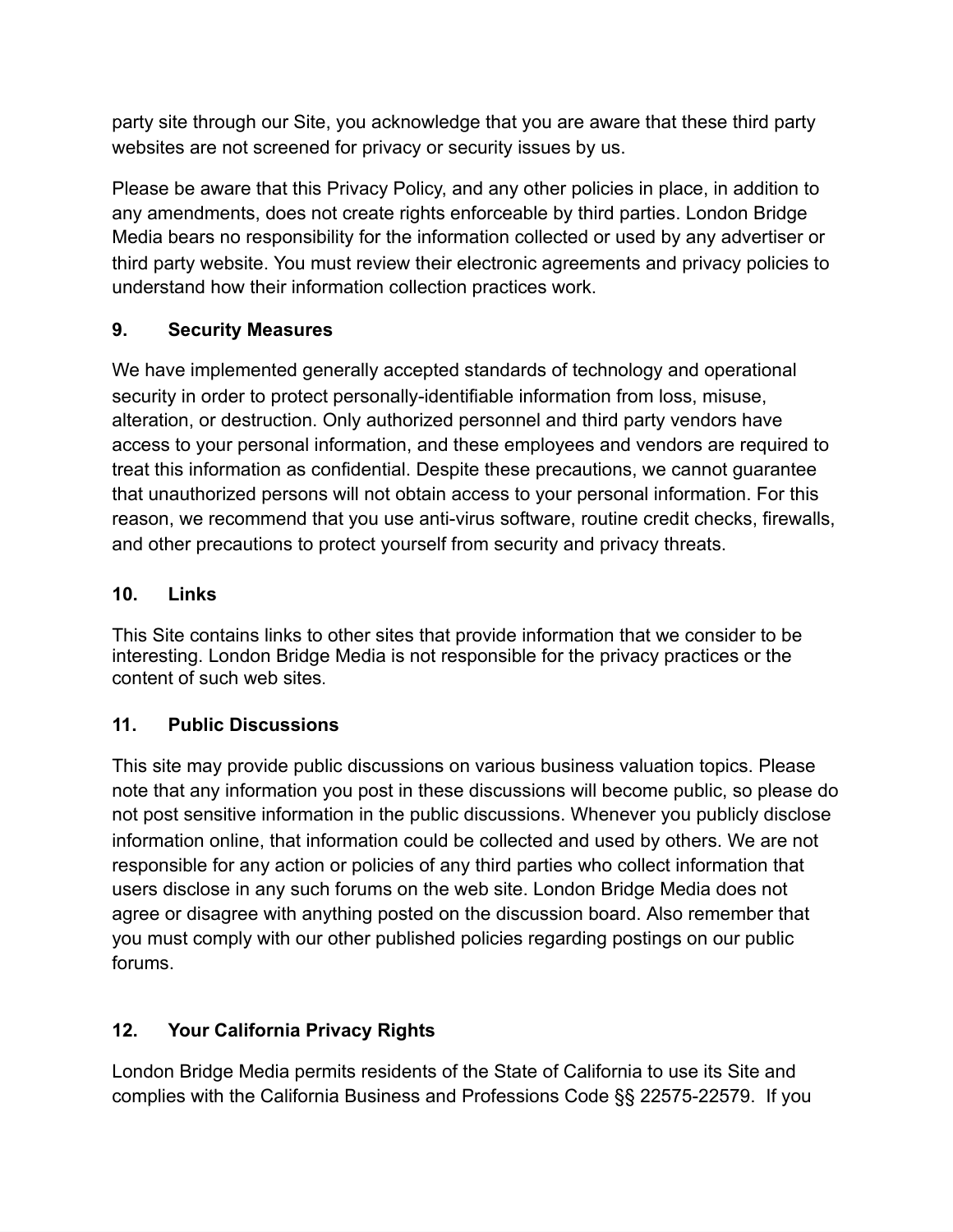party site through our Site, you acknowledge that you are aware that these third party websites are not screened for privacy or security issues by us.

Please be aware that this Privacy Policy, and any other policies in place, in addition to any amendments, does not create rights enforceable by third parties. London Bridge Media bears no responsibility for the information collected or used by any advertiser or third party website. You must review their electronic agreements and privacy policies to understand how their information collection practices work.

## 9. Security Measures

We have implemented generally accepted standards of technology and operational security in order to protect personally-identifiable information from loss, misuse, alteration, or destruction. Only authorized personnel and third party vendors have access to your personal information, and these employees and vendors are required to treat this information as confidential. Despite these precautions, we cannot guarantee that unauthorized persons will not obtain access to your personal information. For this reason, we recommend that you use anti-virus software, routine credit checks, firewalls, and other precautions to protect yourself from security and privacy threats.

## 10. Links

This Site contains links to other sites that provide information that we consider to be interesting. London Bridge Media is not responsible for the privacy practices or the content of such web sites.

## 11. Public Discussions

This site may provide public discussions on various business valuation topics. Please note that any information you post in these discussions will become public, so please do not post sensitive information in the public discussions. Whenever you publicly disclose information online, that information could be collected and used by others. We are not responsible for any action or policies of any third parties who collect information that users disclose in any such forums on the web site. London Bridge Media does not agree or disagree with anything posted on the discussion board. Also remember that you must comply with our other published policies regarding postings on our public forums.

## 12. Your California Privacy Rights

London Bridge Media permits residents of the State of California to use its Site and complies with the California Business and Professions Code §§ 22575-22579. If you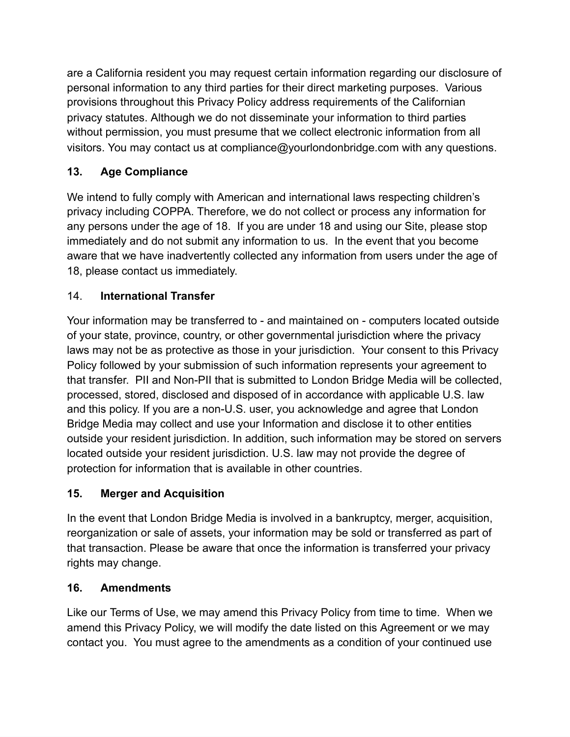are a California resident you may request certain information regarding our disclosure of personal information to any third parties for their direct marketing purposes. Various provisions throughout this Privacy Policy address requirements of the Californian privacy statutes. Although we do not disseminate your information to third parties without permission, you must presume that we collect electronic information from all visitors. You may contact us at compliance@yourlondonbridge.com with any questions.

**13. Age Compliance**

We intend to fully comply with American and international laws respecting children's privacy including COPPA. Therefore, we do not collect or process any information for any persons under the age of 18. If you are under 18 and using our Site, please stop immediately and do not submit any information to us. In the event that you become aware that we have inadvertently collected any information from users under the age of 18, please contact us immediately.

14. **International Transfer**

Your information may be transferred to - and maintained on - computers located outside of your state, province, country, or other governmental jurisdiction where the privacy laws may not be as protective as those in your jurisdiction. Your consent to this Privacy Policy followed by your submission of such information represents your agreement to that transfer. PII and Non-PII that is submitted to London Bridge Media will be collected, processed, stored, disclosed and disposed of in accordance with applicable U.S. law and this policy. If you are a non-U.S. user, you acknowledge and agree that London Bridge Media may collect and use your Information and disclose it to other entities outside your resident jurisdiction. In addition, such information may be stored on servers located outside your resident jurisdiction. U.S. law may not provide the degree of protection for information that is available in other countries.

**15. Merger and Acquisition**

In the event that London Bridge Media is involved in a bankruptcy, merger, acquisition, reorganization or sale of assets, your information may be sold or transferred as part of that transaction. Please be aware that once the information is transferred your privacy rights may change.

**16. Amendments**

Like our Terms of Use, we may amend this Privacy Policy from time to time. When we amend this Privacy Policy, we will modify the date listed on this Agreement or we may contact you. You must agree to the amendments as a condition of your continued use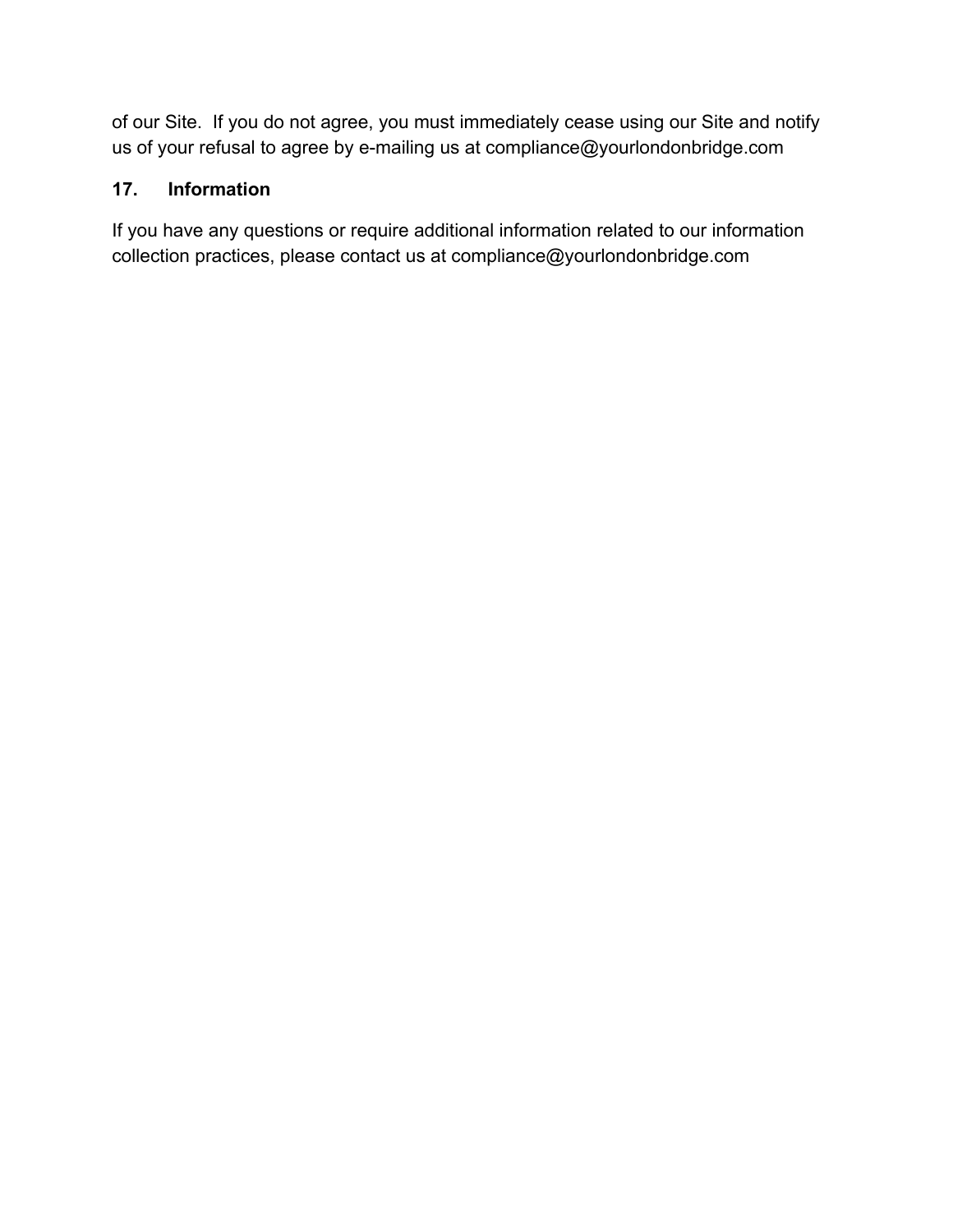of our Site. If you do not agree, you must immediately cease using our Site and notify us of your refusal to agree by e-mailing us at compliance@yourlondonbridge.com

## 17. Information

If you have any questions or require additional information related to our information collection practices, please contact us at compliance@yourlondonbridge.com